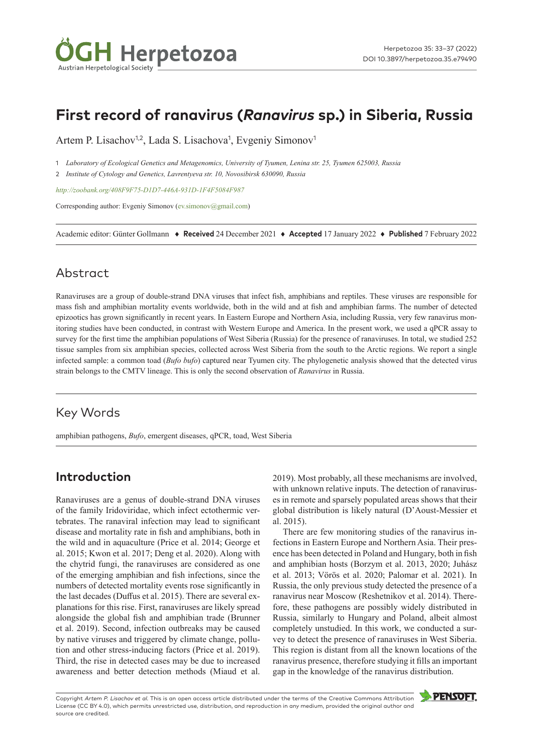# First record of ranavirus (*Ranavirus* sp.) in Siberia, Russia

Artem P. Lisachov[1,2], Lada S. Lisachova[1], Evgeniy Simonov[1]

1 *Laboratory of Ecological Genetics and Metagenomics, University of Tyumen, Lenina str. 25, Tyumen 625003, Russia*

2 *Institute of Cytology and Genetics, Lavrentyeva str. 10, Novosibirsk 630090, Russia*

*http://zoobank.org/408F9F75-D1D7-446A-931D-1F4F5084F987*

Corresponding author: Evgeniy Simonov (ev.simonov@gmail.com)

Academic editor: Günter Gollmann ♦ **Received** 24 December 2021 ♦ **Accepted** 17 January 2022 ♦ **Published** 7 February 2022

## Abstract

Ranaviruses are a group of double-strand DNA viruses that infect fish, amphibians and reptiles. These viruses are responsible for mass fish and amphibian mortality events worldwide, both in the wild and at fish and amphibian farms. The number of detected epizootics has grown significantly in recent years. In Eastern Europe and Northern Asia, including Russia, very few ranavirus monitoring studies have been conducted, in contrast with Western Europe and America. In the present work, we used a qPCR assay to survey for the first time the amphibian populations of West Siberia (Russia) for the presence of ranaviruses. In total, we studied 252 tissue samples from six amphibian species, collected across West Siberia from the south to the Arctic regions. We report a single infected sample: a common toad (*Bufo bufo*) captured near Tyumen city. The phylogenetic analysis showed that the detected virus strain belongs to the CMTV lineage. This is only the second observation of *Ranavirus* in Russia.

## Key Words

amphibian pathogens, *Bufo*, emergent diseases, qPCR, toad, West Siberia

## Introduction

Ranaviruses are a genus of double-strand DNA viruses of the family Iridoviridae, which infect ectothermic vertebrates. The ranaviral infection may lead to significant disease and mortality rate in fish and amphibians, both in the wild and in aquaculture (Price et al. 2014; George et al. 2015; Kwon et al. 2017; Deng et al. 2020). Along with the chytrid fungi, the ranaviruses are considered as one of the emerging amphibian and fish infections, since the numbers of detected mortality events rose significantly in the last decades (Duffus et al. 2015). There are several explanations for this rise. First, ranaviruses are likely spread alongside the global fish and amphibian trade (Brunner et al. 2019). Second, infection outbreaks may be caused by native viruses and triggered by climate change, pollution and other stress-inducing factors (Price et al. 2019). Third, the rise in detected cases may be due to increased awareness and better detection methods (Miaud et al. 2019). Most probably, all these mechanisms are involved, with unknown relative inputs. The detection of ranaviruses in remote and sparsely populated areas shows that their global distribution is likely natural (D'Aoust-Messier et al. 2015).

There are few monitoring studies of the ranavirus infections in Eastern Europe and Northern Asia. Their presence has been detected in Poland and Hungary, both in fish and amphibian hosts (Borzym et al. 2013, 2020; Juhász et al. 2013; Vörös et al. 2020; Palomar et al. 2021). In Russia, the only previous study detected the presence of a ranavirus near Moscow (Reshetnikov et al. 2014). Therefore, these pathogens are possibly widely distributed in Russia, similarly to Hungary and Poland, albeit almost completely unstudied. In this work, we conducted a survey to detect the presence of ranaviruses in West Siberia. This region is distant from all the known locations of the ranavirus presence, therefore studying it fills an important gap in the knowledge of the ranavirus distribution.

Copyright *Artem P. Lisachov et al.* This is an open access article distributed under the terms of the Creative Commons Attribution License (CC BY 4.0), which permits unrestricted use, distribution, and reproduction in any medium, provided the original author and source are credited.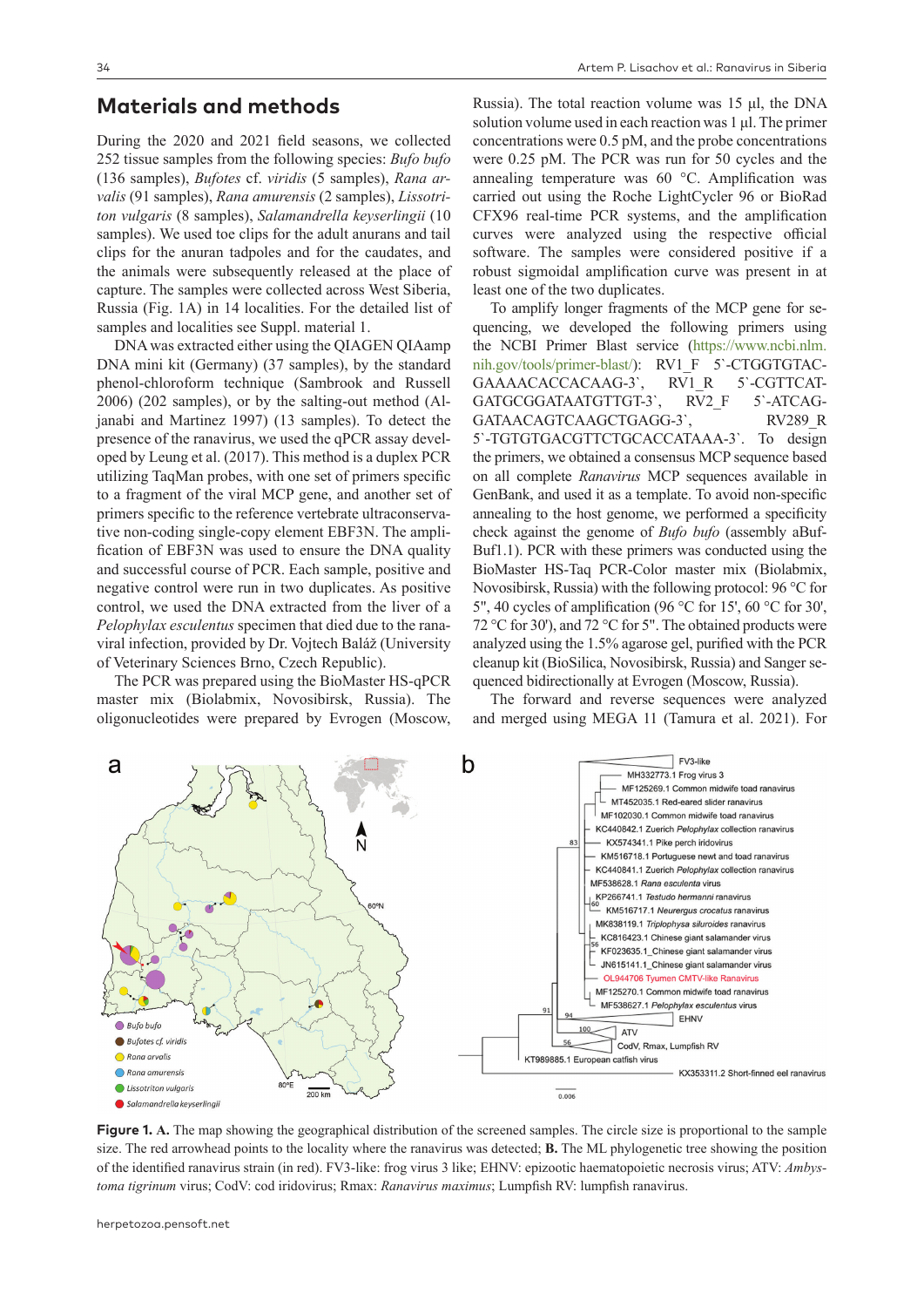## Materials and methods

During the 2020 and 2021 field seasons, we collected 252 tissue samples from the following species: *Bufo bufo* (136 samples), *Bufotes* cf. *viridis* (5 samples), *Rana arvalis* (91 samples), *Rana amurensis* (2 samples), *Lissotriton vulgaris* (8 samples), *Salamandrella keyserlingii* (10 samples). We used toe clips for the adult anurans and tail clips for the anuran tadpoles and for the caudates, and the animals were subsequently released at the place of capture. The samples were collected across West Siberia, Russia (Fig. 1A) in 14 localities. For the detailed list of samples and localities see Suppl. material 1.

DNA was extracted either using the QIAGEN QIAamp DNA mini kit (Germany) (37 samples), by the standard phenol-chloroform technique (Sambrook and Russell 2006) (202 samples), or by the salting-out method (Aljanabi and Martinez 1997) (13 samples). To detect the presence of the ranavirus, we used the qPCR assay developed by Leung et al. (2017). This method is a duplex PCR utilizing TaqMan probes, with one set of primers specific to a fragment of the viral MCP gene, and another set of primers specific to the reference vertebrate ultraconservative non-coding single-copy element EBF3N. The amplification of EBF3N was used to ensure the DNA quality and successful course of PCR. Each sample, positive and negative control were run in two duplicates. As positive control, we used the DNA extracted from the liver of a *Pelophylax esculentus* specimen that died due to the ranaviral infection, provided by Dr. Vojtech Baláž (University of Veterinary Sciences Brno, Czech Republic).

The PCR was prepared using the BioMaster HS-qPCR master mix (Biolabmix, Novosibirsk, Russia). The oligonucleotides were prepared by Evrogen (Moscow, Russia). The total reaction volume was 15 µl, the DNA solution volume used in each reaction was 1 µl. The primer concentrations were 0.5 pM, and the probe concentrations were 0.25 pM. The PCR was run for 50 cycles and the annealing temperature was 60 °C. Amplification was carried out using the Roche LightCycler 96 or BioRad CFX96 real-time PCR systems, and the amplification curves were analyzed using the respective official software. The samples were considered positive if a robust sigmoidal amplification curve was present in at least one of the two duplicates.

To amplify longer fragments of the MCP gene for sequencing, we developed the following primers using the NCBI Primer Blast service (https://www.ncbi.nlm.nih.gov/tools/primer-blast/): RV1_F 5`-CTGGTGTACGAAAACACCACAAG-3`, RV1_R 5`-CGTTCATGATGCGGATAATGTTGT-3`, RV2_F 5`-ATCAGGATAACAGTCAAGCTGAGG-3`, RV289_R 5`-TGTGTGACGTTCTGCACCATAAA-3`. To design the primers, we obtained a consensus MCP sequence based on all complete *Ranavirus* MCP sequences available in GenBank, and used it as a template. To avoid non-specific annealing to the host genome, we performed a specificity check against the genome of *Bufo bufo* (assembly aBufBuf1.1). PCR with these primers was conducted using the BioMaster HS-Taq PCR-Color master mix (Biolabmix, Novosibirsk, Russia) with the following protocol: 96 °C for 5", 40 cycles of amplification (96 °C for 15', 60 °C for 30', 72 °C for 30'), and 72 °C for 5". The obtained products were analyzed using the 1.5% agarose gel, purified with the PCR cleanup kit (BioSilica, Novosibirsk, Russia) and Sanger sequenced bidirectionally at Evrogen (Moscow, Russia).

The forward and reverse sequences were analyzed and merged using MEGA 11 (Tamura et al. 2021). For

**Figure 1. A.** The map showing the geographical distribution of the screened samples. The circle size is proportional to the sample size. The red arrowhead points to the locality where the ranavirus was detected; **B.** The ML phylogenetic tree showing the position of the identified ranavirus strain (in red). FV3-like: frog virus 3 like; EHNV: epizootic haematopoietic necrosis virus; ATV: *Ambystoma tigrinum* virus; CodV: cod iridovirus; Rmax: *Ranavirus maximus*; Lumpfish RV: lumpfish ranavirus.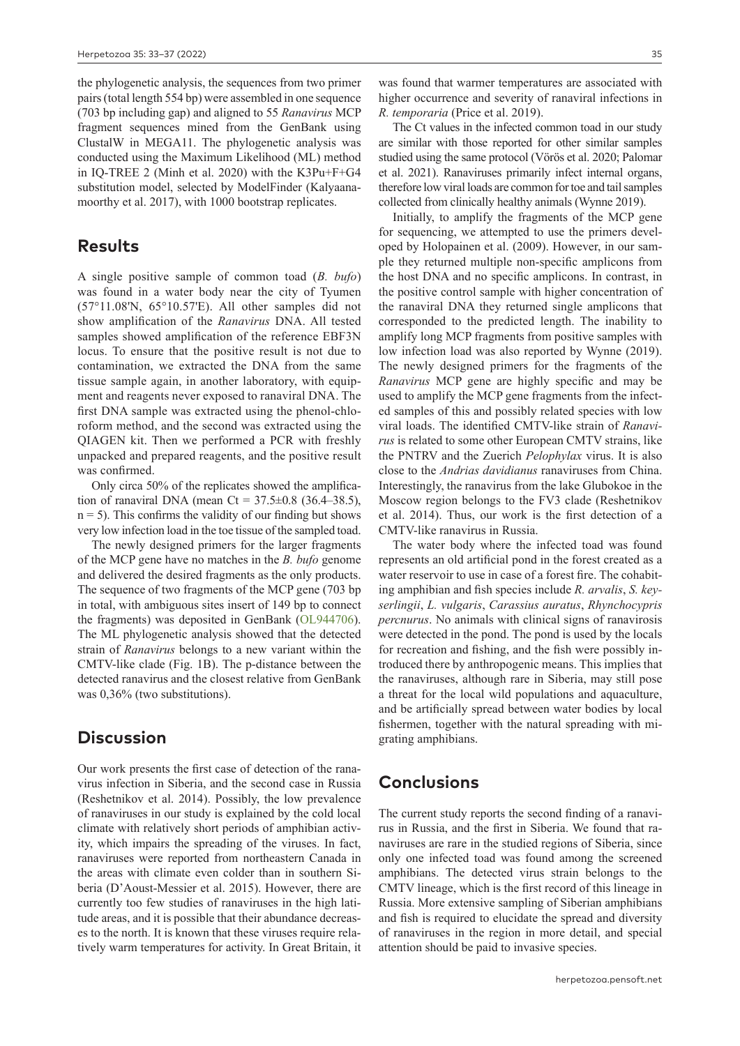the phylogenetic analysis, the sequences from two primer pairs (total length 554 bp) were assembled in one sequence (703 bp including gap) and aligned to 55 *Ranavirus* MCP fragment sequences mined from the GenBank using ClustalW in MEGA11. The phylogenetic analysis was conducted using the Maximum Likelihood (ML) method in IQ-TREE 2 (Minh et al. 2020) with the K3Pu+F+G4 substitution model, selected by ModelFinder (Kalyaanamoorthy et al. 2017), with 1000 bootstrap replicates.

## Results

A single positive sample of common toad (*B. bufo*) was found in a water body near the city of Tyumen (57°11.08'N, 65°10.57'E). All other samples did not show amplification of the *Ranavirus* DNA. All tested samples showed amplification of the reference EBF3N locus. To ensure that the positive result is not due to contamination, we extracted the DNA from the same tissue sample again, in another laboratory, with equipment and reagents never exposed to ranaviral DNA. The first DNA sample was extracted using the phenol-chloroform method, and the second was extracted using the QIAGEN kit. Then we performed a PCR with freshly unpacked and prepared reagents, and the positive result was confirmed.

Only circa 50% of the replicates showed the amplification of ranaviral DNA (mean Ct = 37.5±0.8 (36.4–38.5), n = 5). This confirms the validity of our finding but shows very low infection load in the toe tissue of the sampled toad.

The newly designed primers for the larger fragments of the MCP gene have no matches in the *B. bufo* genome and delivered the desired fragments as the only products. The sequence of two fragments of the MCP gene (703 bp in total, with ambiguous sites insert of 149 bp to connect the fragments) was deposited in GenBank (OL944706). The ML phylogenetic analysis showed that the detected strain of *Ranavirus* belongs to a new variant within the CMTV-like clade (Fig. 1B). The p-distance between the detected ranavirus and the closest relative from GenBank was 0,36% (two substitutions).

## Discussion

Our work presents the first case of detection of the ranavirus infection in Siberia, and the second case in Russia (Reshetnikov et al. 2014). Possibly, the low prevalence of ranaviruses in our study is explained by the cold local climate with relatively short periods of amphibian activity, which impairs the spreading of the viruses. In fact, ranaviruses were reported from northeastern Canada in the areas with climate even colder than in southern Siberia (D'Aoust-Messier et al. 2015). However, there are currently too few studies of ranaviruses in the high latitude areas, and it is possible that their abundance decreases to the north. It is known that these viruses require relatively warm temperatures for activity. In Great Britain, it was found that warmer temperatures are associated with higher occurrence and severity of ranaviral infections in *R. temporaria* (Price et al. 2019).

The Ct values in the infected common toad in our study are similar with those reported for other similar samples studied using the same protocol (Vörös et al. 2020; Palomar et al. 2021). Ranaviruses primarily infect internal organs, therefore low viral loads are common for toe and tail samples collected from clinically healthy animals (Wynne 2019).

Initially, to amplify the fragments of the MCP gene for sequencing, we attempted to use the primers developed by Holopainen et al. (2009). However, in our sample they returned multiple non-specific amplicons from the host DNA and no specific amplicons. In contrast, in the positive control sample with higher concentration of the ranaviral DNA they returned single amplicons that corresponded to the predicted length. The inability to amplify long MCP fragments from positive samples with low infection load was also reported by Wynne (2019). The newly designed primers for the fragments of the *Ranavirus* MCP gene are highly specific and may be used to amplify the MCP gene fragments from the infected samples of this and possibly related species with low viral loads. The identified CMTV-like strain of *Ranavirus* is related to some other European CMTV strains, like the PNTRV and the Zuerich *Pelophylax* virus. It is also close to the *Andrias davidianus* ranaviruses from China. Interestingly, the ranavirus from the lake Glubokoe in the Moscow region belongs to the FV3 clade (Reshetnikov et al. 2014). Thus, our work is the first detection of a CMTV-like ranavirus in Russia.

The water body where the infected toad was found represents an old artificial pond in the forest created as a water reservoir to use in case of a forest fire. The cohabiting amphibian and fish species include *R. arvalis*, *S. keyserlingii*, *L. vulgaris*, *Carassius auratus*, *Rhynchocypris percnurus*. No animals with clinical signs of ranavirosis were detected in the pond. The pond is used by the locals for recreation and fishing, and the fish were possibly introduced there by anthropogenic means. This implies that the ranaviruses, although rare in Siberia, may still pose a threat for the local wild populations and aquaculture, and be artificially spread between water bodies by local fishermen, together with the natural spreading with migrating amphibians.

## Conclusions

The current study reports the second finding of a ranavirus in Russia, and the first in Siberia. We found that ranaviruses are rare in the studied regions of Siberia, since only one infected toad was found among the screened amphibians. The detected virus strain belongs to the CMTV lineage, which is the first record of this lineage in Russia. More extensive sampling of Siberian amphibians and fish is required to elucidate the spread and diversity of ranaviruses in the region in more detail, and special attention should be paid to invasive species.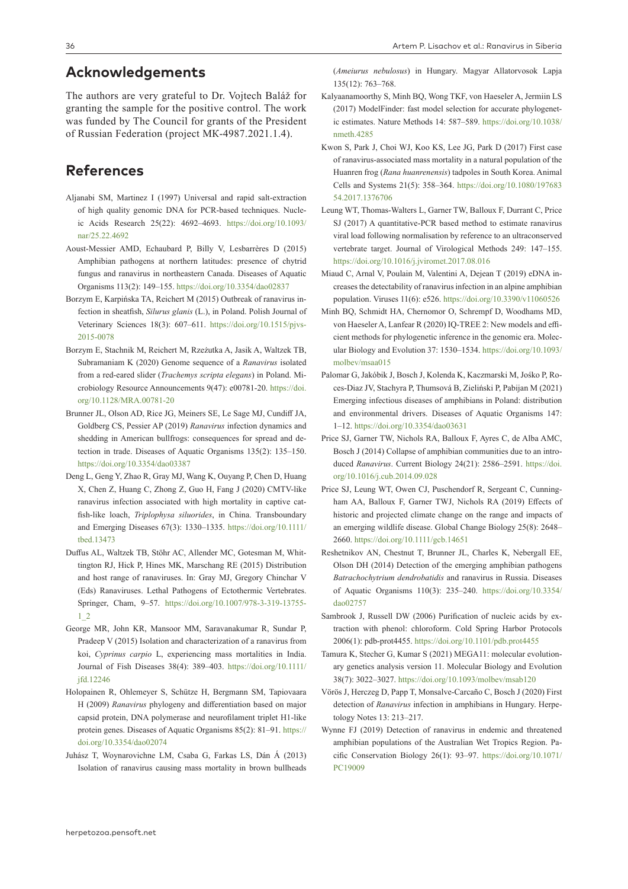## Acknowledgements

The authors are very grateful to Dr. Vojtech Baláž for granting the sample for the positive control. The work was funded by The Council for grants of the President of Russian Federation (project MK-4987.2021.1.4).

## References

Aljanabi SM, Martinez I (1997) Universal and rapid salt-extraction of high quality genomic DNA for PCR-based techniques. Nucleic Acids Research 25(22): 4692–4693. https://doi.org/10.1093/nar/25.22.4692

Aoust-Messier AMD, Echaubard P, Billy V, Lesbarrères D (2015) Amphibian pathogens at northern latitudes: presence of chytrid fungus and ranavirus in northeastern Canada. Diseases of Aquatic Organisms 113(2): 149–155. https://doi.org/10.3354/dao02837

Borzym E, Karpińska TA, Reichert M (2015) Outbreak of ranavirus infection in sheatfish, *Silurus glanis* (L.), in Poland. Polish Journal of Veterinary Sciences 18(3): 607–611. https://doi.org/10.1515/pjvs-2015-0078

Borzym E, Stachnik M, Reichert M, Rzeżutka A, Jasik A, Waltzek TB, Subramaniam K (2020) Genome sequence of a *Ranavirus* isolated from a red-eared slider (*Trachemys scripta elegans*) in Poland. Microbiology Resource Announcements 9(47): e00781-20. https://doi.org/10.1128/MRA.00781-20

Brunner JL, Olson AD, Rice JG, Meiners SE, Le Sage MJ, Cundiff JA, Goldberg CS, Pessier AP (2019) *Ranavirus* infection dynamics and shedding in American bullfrogs: consequences for spread and detection in trade. Diseases of Aquatic Organisms 135(2): 135–150. https://doi.org/10.3354/dao03387

Deng L, Geng Y, Zhao R, Gray MJ, Wang K, Ouyang P, Chen D, Huang X, Chen Z, Huang C, Zhong Z, Guo H, Fang J (2020) CMTV-like ranavirus infection associated with high mortality in captive catfish-like loach, *Triplophysa siluorides*, in China. Transboundary and Emerging Diseases 67(3): 1330–1335. https://doi.org/10.1111/tbed.13473

Duffus AL, Waltzek TB, Stöhr AC, Allender MC, Gotesman M, Whittington RJ, Hick P, Hines MK, Marschang RE (2015) Distribution and host range of ranaviruses. In: Gray MJ, Gregory Chinchar V (Eds) Ranaviruses. Lethal Pathogens of Ectothermic Vertebrates. Springer, Cham, 9–57. https://doi.org/10.1007/978-3-319-13755-1_2

George MR, John KR, Mansoor MM, Saravanakumar R, Sundar P, Pradeep V (2015) Isolation and characterization of a ranavirus from koi, *Cyprinus carpio* L, experiencing mass mortalities in India. Journal of Fish Diseases 38(4): 389–403. https://doi.org/10.1111/jfd.12246

Holopainen R, Ohlemeyer S, Schütze H, Bergmann SM, Tapiovaara H (2009) *Ranavirus* phylogeny and differentiation based on major capsid protein, DNA polymerase and neurofilament triplet H1-like protein genes. Diseases of Aquatic Organisms 85(2): 81–91. https://doi.org/10.3354/dao02074

Juhász T, Woynarovichne LM, Csaba G, Farkas LS, Dán Á (2013) Isolation of ranavirus causing mass mortality in brown bullheads (*Ameiurus nebulosus*) in Hungary. Magyar Allatorvosok Lapja 135(12): 763–768.

Kalyaanamoorthy S, Minh BQ, Wong TKF, von Haeseler A, Jermiin LS (2017) ModelFinder: fast model selection for accurate phylogenetic estimates. Nature Methods 14: 587–589. https://doi.org/10.1038/nmeth.4285

Kwon S, Park J, Choi WJ, Koo KS, Lee JG, Park D (2017) First case of ranavirus-associated mass mortality in a natural population of the Huanren frog (*Rana huanrenensis*) tadpoles in South Korea. Animal Cells and Systems 21(5): 358–364. https://doi.org/10.1080/19768354.2017.1376706

Leung WT, Thomas-Walters L, Garner TW, Balloux F, Durrant C, Price SJ (2017) A quantitative-PCR based method to estimate ranavirus viral load following normalisation by reference to an ultraconserved vertebrate target. Journal of Virological Methods 249: 147–155. https://doi.org/10.1016/j.jviromet.2017.08.016

Miaud C, Arnal V, Poulain M, Valentini A, Dejean T (2019) eDNA increases the detectability of ranavirus infection in an alpine amphibian population. Viruses 11(6): e526. https://doi.org/10.3390/v11060526

Minh BQ, Schmidt HA, Chernomor O, Schrempf D, Woodhams MD, von Haeseler A, Lanfear R (2020) IQ-TREE 2: New models and efficient methods for phylogenetic inference in the genomic era. Molecular Biology and Evolution 37: 1530–1534. https://doi.org/10.1093/molbev/msaa015

Palomar G, Jakóbik J, Bosch J, Kolenda K, Kaczmarski M, Jośko P, Roces-Diaz JV, Stachyra P, Thumsová B, Zieliński P, Pabijan M (2021) Emerging infectious diseases of amphibians in Poland: distribution and environmental drivers. Diseases of Aquatic Organisms 147: 1–12. https://doi.org/10.3354/dao03631

Price SJ, Garner TW, Nichols RA, Balloux F, Ayres C, de Alba AMC, Bosch J (2014) Collapse of amphibian communities due to an introduced *Ranavirus*. Current Biology 24(21): 2586–2591. https://doi.org/10.1016/j.cub.2014.09.028

Price SJ, Leung WT, Owen CJ, Puschendorf R, Sergeant C, Cunningham AA, Balloux F, Garner TWJ, Nichols RA (2019) Effects of historic and projected climate change on the range and impacts of an emerging wildlife disease. Global Change Biology 25(8): 2648–2660. https://doi.org/10.1111/gcb.14651

Reshetnikov AN, Chestnut T, Brunner JL, Charles K, Nebergall EE, Olson DH (2014) Detection of the emerging amphibian pathogens *Batrachochytrium dendrobatidis* and ranavirus in Russia. Diseases of Aquatic Organisms 110(3): 235–240. https://doi.org/10.3354/dao02757

Sambrook J, Russell DW (2006) Purification of nucleic acids by extraction with phenol: chloroform. Cold Spring Harbor Protocols 2006(1): pdb-prot4455. https://doi.org/10.1101/pdb.prot4455

Tamura K, Stecher G, Kumar S (2021) MEGA11: molecular evolutionary genetics analysis version 11. Molecular Biology and Evolution 38(7): 3022–3027. https://doi.org/10.1093/molbev/msab120

Vörös J, Herczeg D, Papp T, Monsalve-Carcaño C, Bosch J (2020) First detection of *Ranavirus* infection in amphibians in Hungary. Herpetology Notes 13: 213–217.

Wynne FJ (2019) Detection of ranavirus in endemic and threatened amphibian populations of the Australian Wet Tropics Region. Pacific Conservation Biology 26(1): 93–97. https://doi.org/10.1071/PC19009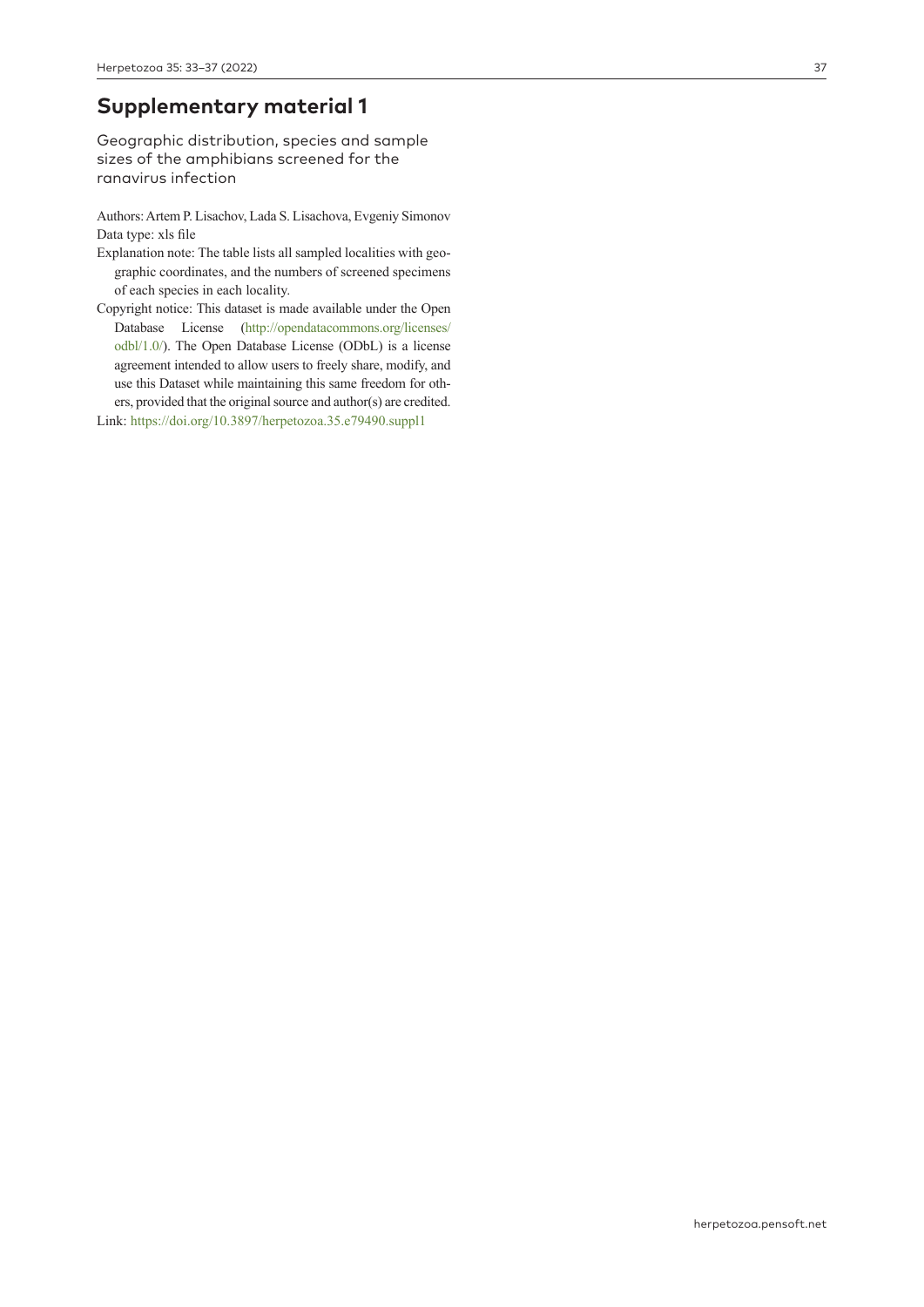## Supplementary material 1

Geographic distribution, species and sample sizes of the amphibians screened for the ranavirus infection

Authors: Artem P. Lisachov, Lada S. Lisachova, Evgeniy Simonov

Data type: xls file

Explanation note: The table lists all sampled localities with geographic coordinates, and the numbers of screened specimens of each species in each locality.

Copyright notice: This dataset is made available under the Open Database License (http://opendatacommons.org/licenses/odbl/1.0/). The Open Database License (ODbL) is a license agreement intended to allow users to freely share, modify, and use this Dataset while maintaining this same freedom for others, provided that the original source and author(s) are credited.

Link: https://doi.org/10.3897/herpetozoa.35.e79490.suppl1